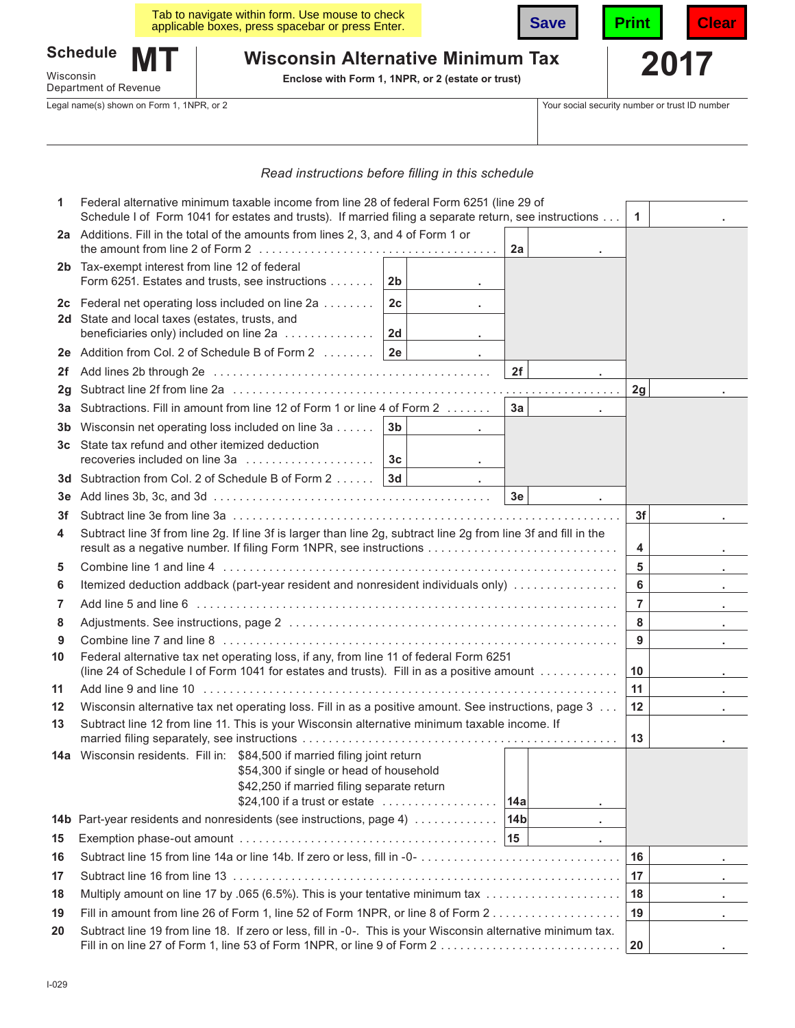Tab to navigate within form. Use mouse to check applicable boxes, press spacebar or press Enter.

Save Print Clear

# Schedule MT

Wisconsin Department of Revenue

## Wisconsin Alternative Minimum Tax

**Enclose with Form 1, 1NPR, or 2 (estate or trust)**

# 2017

Legal name(s) shown on Form 1, 1NPR, or 2

Your social security number or trust ID number

*Read instructions before filling in this schedule*

| Line | Description | | | |
|---|---|---|---|---|
| 1 | Federal alternative minimum taxable income from line 28 of federal Form 6251 (line 29 of Schedule I of Form 1041 for estates and trusts). If married filing a separate return, see instructions | | | 1 |
| 2a | Additions. Fill in the total of the amounts from lines 2, 3, and 4 of Form 1 or the amount from line 2 of Form 2 | | 2a | |
| 2b | Tax-exempt interest from line 12 of federal Form 6251. Estates and trusts, see instructions | 2b | | |
| 2c | Federal net operating loss included on line 2a | 2c | | |
| 2d | State and local taxes (estates, trusts, and beneficiaries only) included on line 2a | 2d | | |
| 2e | Addition from Col. 2 of Schedule B of Form 2 | 2e | | |
| 2f | Add lines 2b through 2e | | 2f | |
| 2g | Subtract line 2f from line 2a | | | 2g |
| 3a | Subtractions. Fill in amount from line 12 of Form 1 or line 4 of Form 2 | | 3a | |
| 3b | Wisconsin net operating loss included on line 3a | 3b | | |
| 3c | State tax refund and other itemized deduction recoveries included on line 3a | 3c | | |
| 3d | Subtraction from Col. 2 of Schedule B of Form 2 | 3d | | |
| 3e | Add lines 3b, 3c, and 3d | | 3e | |
| 3f | Subtract line 3e from line 3a | | | 3f |
| 4 | Subtract line 3f from line 2g. If line 3f is larger than line 2g, subtract line 2g from line 3f and fill in the result as a negative number. If filing Form 1NPR, see instructions | | | 4 |
| 5 | Combine line 1 and line 4 | | | 5 |
| 6 | Itemized deduction addback (part-year resident and nonresident individuals only) | | | 6 |
| 7 | Add line 5 and line 6 | | | 7 |
| 8 | Adjustments. See instructions, page 2 | | | 8 |
| 9 | Combine line 7 and line 8 | | | 9 |
| 10 | Federal alternative tax net operating loss, if any, from line 11 of federal Form 6251 (line 24 of Schedule I of Form 1041 for estates and trusts). Fill in as a positive amount | | | 10 |
| 11 | Add line 9 and line 10 | | | 11 |
| 12 | Wisconsin alternative tax net operating loss. Fill in as a positive amount. See instructions, page 3 | | | 12 |
| 13 | Subtract line 12 from line 11. This is your Wisconsin alternative minimum taxable income. If married filing separately, see instructions | | | 13 |
| 14a | Wisconsin residents. Fill in: $84,500 if married filing joint return; $54,300 if single or head of household; $42,250 if married filing separate return; $24,100 if a trust or estate | | 14a | |
| 14b | Part-year residents and nonresidents (see instructions, page 4) | | 14b | |
| 15 | Exemption phase-out amount | | 15 | |
| 16 | Subtract line 15 from line 14a or line 14b. If zero or less, fill in -0- | | | 16 |
| 17 | Subtract line 16 from line 13 | | | 17 |
| 18 | Multiply amount on line 17 by .065 (6.5%). This is your tentative minimum tax | | | 18 |
| 19 | Fill in amount from line 26 of Form 1, line 52 of Form 1NPR, or line 8 of Form 2 | | | 19 |
| 20 | Subtract line 19 from line 18. If zero or less, fill in -0-. This is your Wisconsin alternative minimum tax. Fill in on line 27 of Form 1, line 53 of Form 1NPR, or line 9 of Form 2 | | | 20 |

I-029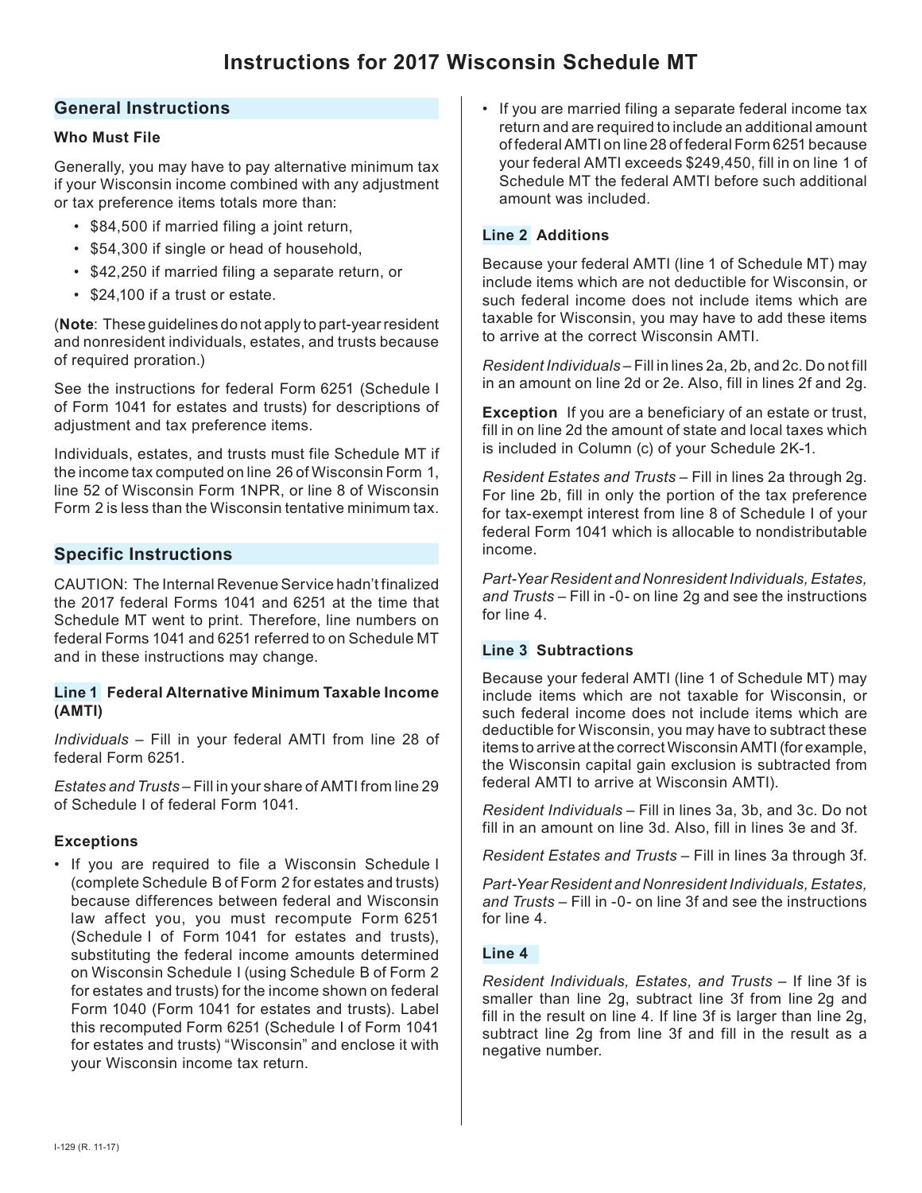# Instructions for 2017 Wisconsin Schedule MT

## General Instructions

### Who Must File

Generally, you may have to pay alternative minimum tax if your Wisconsin income combined with any adjustment or tax preference items totals more than:

- $84,500 if married filing a joint return,
- $54,300 if single or head of household,
- $42,250 if married filing a separate return, or
- $24,100 if a trust or estate.

(**Note**: These guidelines do not apply to part-year resident and nonresident individuals, estates, and trusts because of required proration.)

See the instructions for federal Form 6251 (Schedule I of Form 1041 for estates and trusts) for descriptions of adjustment and tax preference items.

Individuals, estates, and trusts must file Schedule MT if the income tax computed on line 26 of Wisconsin Form 1, line 52 of Wisconsin Form 1NPR, or line 8 of Wisconsin Form 2 is less than the Wisconsin tentative minimum tax.

## Specific Instructions

CAUTION: The Internal Revenue Service hadn't finalized the 2017 federal Forms 1041 and 6251 at the time that Schedule MT went to print. Therefore, line numbers on federal Forms 1041 and 6251 referred to on Schedule MT and in these instructions may change.

### Line 1 Federal Alternative Minimum Taxable Income (AMTI)

*Individuals* – Fill in your federal AMTI from line 28 of federal Form 6251.

*Estates and Trusts* – Fill in your share of AMTI from line 29 of Schedule I of federal Form 1041.

#### Exceptions

- If you are required to file a Wisconsin Schedule I (complete Schedule B of Form 2 for estates and trusts) because differences between federal and Wisconsin law affect you, you must recompute Form 6251 (Schedule I of Form 1041 for estates and trusts), substituting the federal income amounts determined on Wisconsin Schedule I (using Schedule B of Form 2 for estates and trusts) for the income shown on federal Form 1040 (Form 1041 for estates and trusts). Label this recomputed Form 6251 (Schedule I of Form 1041 for estates and trusts) "Wisconsin" and enclose it with your Wisconsin income tax return.
- If you are married filing a separate federal income tax return and are required to include an additional amount of federal AMTI on line 28 of federal Form 6251 because your federal AMTI exceeds $249,450, fill in on line 1 of Schedule MT the federal AMTI before such additional amount was included.

### Line 2 Additions

Because your federal AMTI (line 1 of Schedule MT) may include items which are not deductible for Wisconsin, or such federal income does not include items which are taxable for Wisconsin, you may have to add these items to arrive at the correct Wisconsin AMTI.

*Resident Individuals* – Fill in lines 2a, 2b, and 2c. Do not fill in an amount on line 2d or 2e. Also, fill in lines 2f and 2g.

**Exception** If you are a beneficiary of an estate or trust, fill in on line 2d the amount of state and local taxes which is included in Column (c) of your Schedule 2K-1.

*Resident Estates and Trusts* – Fill in lines 2a through 2g. For line 2b, fill in only the portion of the tax preference for tax-exempt interest from line 8 of Schedule I of your federal Form 1041 which is allocable to nondistributable income.

*Part-Year Resident and Nonresident Individuals, Estates, and Trusts* – Fill in -0- on line 2g and see the instructions for line 4.

### Line 3 Subtractions

Because your federal AMTI (line 1 of Schedule MT) may include items which are not taxable for Wisconsin, or such federal income does not include items which are deductible for Wisconsin, you may have to subtract these items to arrive at the correct Wisconsin AMTI (for example, the Wisconsin capital gain exclusion is subtracted from federal AMTI to arrive at Wisconsin AMTI).

*Resident Individuals* – Fill in lines 3a, 3b, and 3c. Do not fill in an amount on line 3d. Also, fill in lines 3e and 3f.

*Resident Estates and Trusts* – Fill in lines 3a through 3f.

*Part-Year Resident and Nonresident Individuals, Estates, and Trusts* – Fill in -0- on line 3f and see the instructions for line 4.

### Line 4

*Resident Individuals, Estates, and Trusts* – If line 3f is smaller than line 2g, subtract line 3f from line 2g and fill in the result on line 4. If line 3f is larger than line 2g, subtract line 2g from line 3f and fill in the result as a negative number.

I-129 (R. 11-17)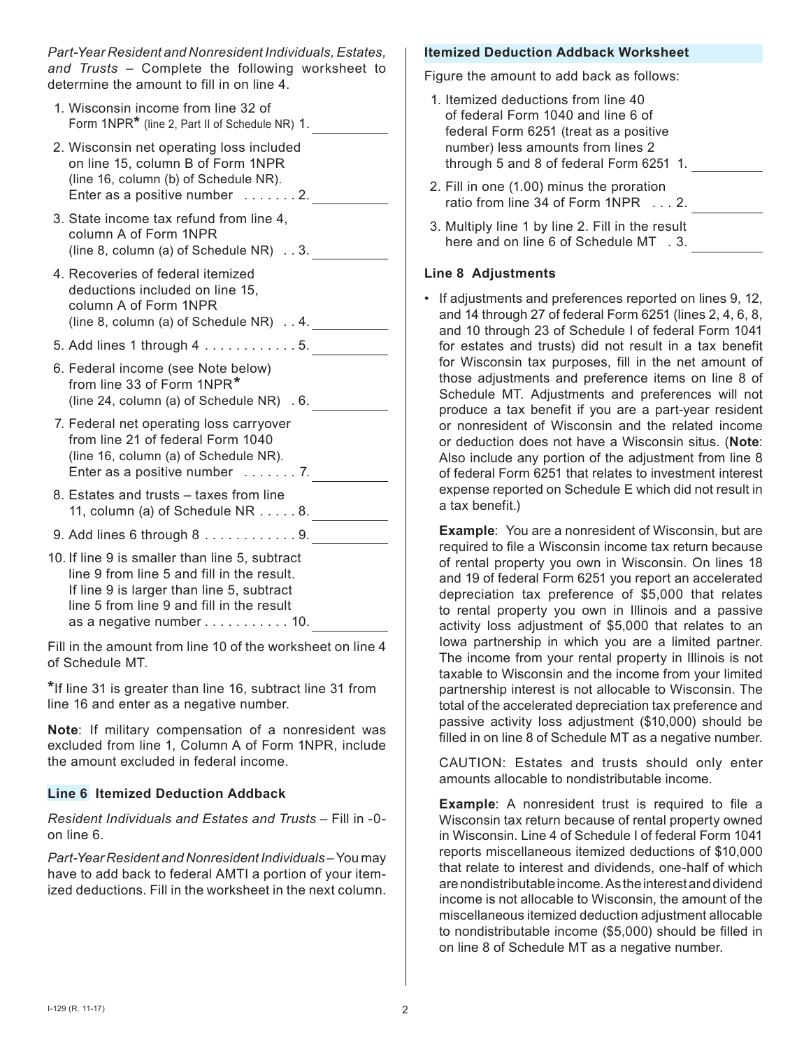*Part-Year Resident and Nonresident Individuals, Estates, and Trusts* – Complete the following worksheet to determine the amount to fill in on line 4.

1. Wisconsin income from line 32 of Form 1NPR* (line 2, Part II of Schedule NR) 1. ________
2. Wisconsin net operating loss included on line 15, column B of Form 1NPR (line 16, column (b) of Schedule NR). Enter as a positive number . . . . . . . 2. ________
3. State income tax refund from line 4, column A of Form 1NPR (line 8, column (a) of Schedule NR) . . 3. ________
4. Recoveries of federal itemized deductions included on line 15, column A of Form 1NPR (line 8, column (a) of Schedule NR) . . 4. ________
5. Add lines 1 through 4 . . . . . . . . . . . . 5. ________
6. Federal income (see Note below) from line 33 of Form 1NPR* (line 24, column (a) of Schedule NR) . 6. ________
7. Federal net operating loss carryover from line 21 of federal Form 1040 (line 16, column (a) of Schedule NR). Enter as a positive number . . . . . . . 7. ________
8. Estates and trusts – taxes from line 11, column (a) of Schedule NR . . . . . 8. ________
9. Add lines 6 through 8 . . . . . . . . . . . . 9. ________
10. If line 9 is smaller than line 5, subtract line 9 from line 5 and fill in the result. If line 9 is larger than line 5, subtract line 5 from line 9 and fill in the result as a negative number . . . . . . . . . . . 10. ________

Fill in the amount from line 10 of the worksheet on line 4 of Schedule MT.

*If line 31 is greater than line 16, subtract line 31 from line 16 and enter as a negative number.

**Note**: If military compensation of a nonresident was excluded from line 1, Column A of Form 1NPR, include the amount excluded in federal income.

### Line 6 Itemized Deduction Addback

*Resident Individuals and Estates and Trusts* – Fill in -0- on line 6.

*Part-Year Resident and Nonresident Individuals* – You may have to add back to federal AMTI a portion of your itemized deductions. Fill in the worksheet in the next column.

**Itemized Deduction Addback Worksheet**

Figure the amount to add back as follows:

1. Itemized deductions from line 40 of federal Form 1040 and line 6 of federal Form 6251 (treat as a positive number) less amounts from lines 2 through 5 and 8 of federal Form 6251 1. ________
2. Fill in one (1.00) minus the proration ratio from line 34 of Form 1NPR . . . 2. ________
3. Multiply line 1 by line 2. Fill in the result here and on line 6 of Schedule MT . 3. ________

### Line 8 Adjustments

- If adjustments and preferences reported on lines 9, 12, and 14 through 27 of federal Form 6251 (lines 2, 4, 6, 8, and 10 through 23 of Schedule I of federal Form 1041 for estates and trusts) did not result in a tax benefit for Wisconsin tax purposes, fill in the net amount of those adjustments and preference items on line 8 of Schedule MT. Adjustments and preferences will not produce a tax benefit if you are a part-year resident or nonresident of Wisconsin and the related income or deduction does not have a Wisconsin situs. (**Note**: Also include any portion of the adjustment from line 8 of federal Form 6251 that relates to investment interest expense reported on Schedule E which did not result in a tax benefit.)

  **Example**: You are a nonresident of Wisconsin, but are required to file a Wisconsin income tax return because of rental property you own in Wisconsin. On lines 18 and 19 of federal Form 6251 you report an accelerated depreciation tax preference of $5,000 that relates to rental property you own in Illinois and a passive activity loss adjustment of $5,000 that relates to an Iowa partnership in which you are a limited partner. The income from your rental property in Illinois is not taxable to Wisconsin and the income from your limited partnership interest is not allocable to Wisconsin. The total of the accelerated depreciation tax preference and passive activity loss adjustment ($10,000) should be filled in on line 8 of Schedule MT as a negative number.

  CAUTION: Estates and trusts should only enter amounts allocable to nondistributable income.

  **Example**: A nonresident trust is required to file a Wisconsin tax return because of rental property owned in Wisconsin. Line 4 of Schedule I of federal Form 1041 reports miscellaneous itemized deductions of $10,000 that relate to interest and dividends, one-half of which are nondistributable income. As the interest and dividend income is not allocable to Wisconsin, the amount of the miscellaneous itemized deduction adjustment allocable to nondistributable income ($5,000) should be filled in on line 8 of Schedule MT as a negative number.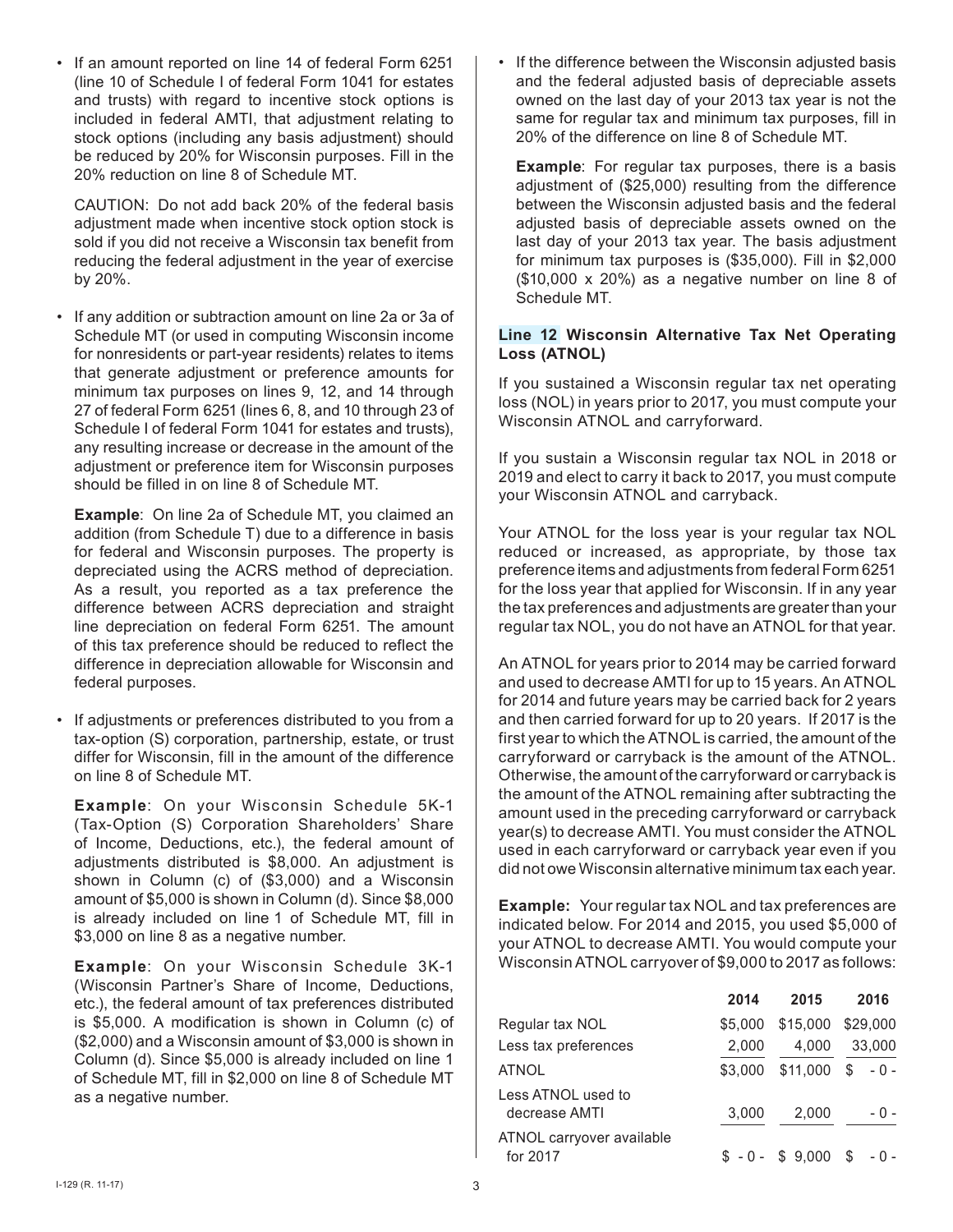- If an amount reported on line 14 of federal Form 6251 (line 10 of Schedule I of federal Form 1041 for estates and trusts) with regard to incentive stock options is included in federal AMTI, that adjustment relating to stock options (including any basis adjustment) should be reduced by 20% for Wisconsin purposes. Fill in the 20% reduction on line 8 of Schedule MT.

  CAUTION: Do not add back 20% of the federal basis adjustment made when incentive stock option stock is sold if you did not receive a Wisconsin tax benefit from reducing the federal adjustment in the year of exercise by 20%.

- If any addition or subtraction amount on line 2a or 3a of Schedule MT (or used in computing Wisconsin income for nonresidents or part-year residents) relates to items that generate adjustment or preference amounts for minimum tax purposes on lines 9, 12, and 14 through 27 of federal Form 6251 (lines 6, 8, and 10 through 23 of Schedule I of federal Form 1041 for estates and trusts), any resulting increase or decrease in the amount of the adjustment or preference item for Wisconsin purposes should be filled in on line 8 of Schedule MT.

  **Example**: On line 2a of Schedule MT, you claimed an addition (from Schedule T) due to a difference in basis for federal and Wisconsin purposes. The property is depreciated using the ACRS method of depreciation. As a result, you reported as a tax preference the difference between ACRS depreciation and straight line depreciation on federal Form 6251. The amount of this tax preference should be reduced to reflect the difference in depreciation allowable for Wisconsin and federal purposes.

- If adjustments or preferences distributed to you from a tax-option (S) corporation, partnership, estate, or trust differ for Wisconsin, fill in the amount of the difference on line 8 of Schedule MT.

  **Example**: On your Wisconsin Schedule 5K-1 (Tax-Option (S) Corporation Shareholders' Share of Income, Deductions, etc.), the federal amount of adjustments distributed is $8,000. An adjustment is shown in Column (c) of ($3,000) and a Wisconsin amount of $5,000 is shown in Column (d). Since $8,000 is already included on line 1 of Schedule MT, fill in $3,000 on line 8 as a negative number.

  **Example**: On your Wisconsin Schedule 3K-1 (Wisconsin Partner's Share of Income, Deductions, etc.), the federal amount of tax preferences distributed is $5,000. A modification is shown in Column (c) of ($2,000) and a Wisconsin amount of $3,000 is shown in Column (d). Since $5,000 is already included on line 1 of Schedule MT, fill in $2,000 on line 8 of Schedule MT as a negative number.

- If the difference between the Wisconsin adjusted basis and the federal adjusted basis of depreciable assets owned on the last day of your 2013 tax year is not the same for regular tax and minimum tax purposes, fill in 20% of the difference on line 8 of Schedule MT.

  **Example**: For regular tax purposes, there is a basis adjustment of ($25,000) resulting from the difference between the Wisconsin adjusted basis and the federal adjusted basis of depreciable assets owned on the last day of your 2013 tax year. The basis adjustment for minimum tax purposes is ($35,000). Fill in $2,000 ($10,000 x 20%) as a negative number on line 8 of Schedule MT.

### Line 12 Wisconsin Alternative Tax Net Operating Loss (ATNOL)

If you sustained a Wisconsin regular tax net operating loss (NOL) in years prior to 2017, you must compute your Wisconsin ATNOL and carryforward.

If you sustain a Wisconsin regular tax NOL in 2018 or 2019 and elect to carry it back to 2017, you must compute your Wisconsin ATNOL and carryback.

Your ATNOL for the loss year is your regular tax NOL reduced or increased, as appropriate, by those tax preference items and adjustments from federal Form 6251 for the loss year that applied for Wisconsin. If in any year the tax preferences and adjustments are greater than your regular tax NOL, you do not have an ATNOL for that year.

An ATNOL for years prior to 2014 may be carried forward and used to decrease AMTI for up to 15 years. An ATNOL for 2014 and future years may be carried back for 2 years and then carried forward for up to 20 years. If 2017 is the first year to which the ATNOL is carried, the amount of the carryforward or carryback is the amount of the ATNOL. Otherwise, the amount of the carryforward or carryback is the amount of the ATNOL remaining after subtracting the amount used in the preceding carryforward or carryback year(s) to decrease AMTI. You must consider the ATNOL used in each carryforward or carryback year even if you did not owe Wisconsin alternative minimum tax each year.

**Example:** Your regular tax NOL and tax preferences are indicated below. For 2014 and 2015, you used $5,000 of your ATNOL to decrease AMTI. You would compute your Wisconsin ATNOL carryover of $9,000 to 2017 as follows:

| | 2014 | 2015 | 2016 |
|---|---|---|---|
| Regular tax NOL | $5,000 | $15,000 | $29,000 |
| Less tax preferences | 2,000 | 4,000 | 33,000 |
| ATNOL | $3,000 | $11,000 | $ - 0 - |
| Less ATNOL used to decrease AMTI | 3,000 | 2,000 | - 0 - |
| ATNOL carryover available for 2017 | $ - 0 - | $ 9,000 | $ - 0 - |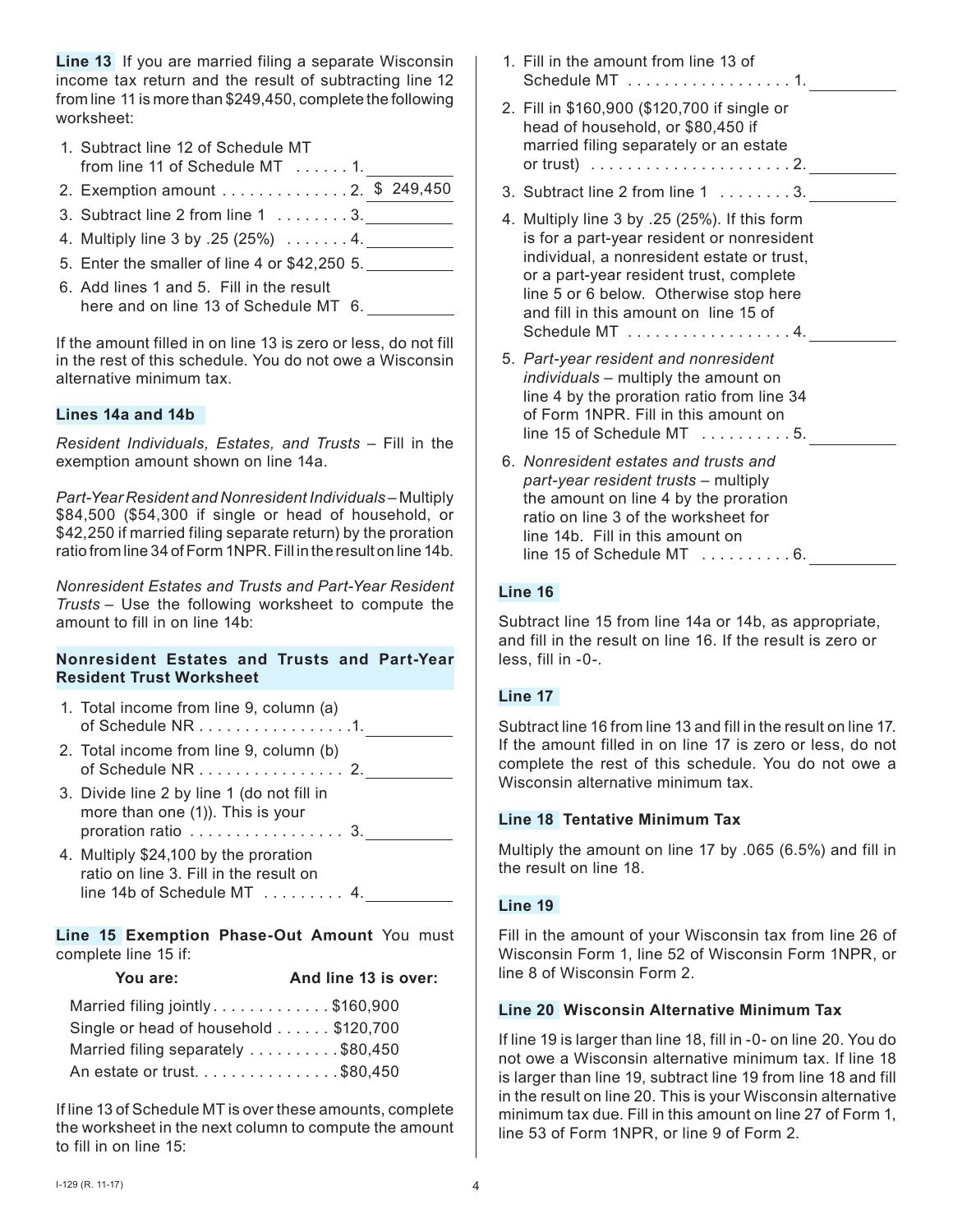**Line 13** If you are married filing a separate Wisconsin income tax return and the result of subtracting line 12 from line 11 is more than $249,450, complete the following worksheet:

1. Subtract line 12 of Schedule MT from line 11 of Schedule MT . . . . . . 1. ________
2. Exemption amount . . . . . . . . . . . . . . 2. $ 249,450
3. Subtract line 2 from line 1 . . . . . . . . 3. ________
4. Multiply line 3 by .25 (25%) . . . . . . . 4. ________
5. Enter the smaller of line 4 or $42,250 5. ________
6. Add lines 1 and 5. Fill in the result here and on line 13 of Schedule MT 6. ________

If the amount filled in on line 13 is zero or less, do not fill in the rest of this schedule. You do not owe a Wisconsin alternative minimum tax.

**Lines 14a and 14b**

*Resident Individuals, Estates, and Trusts* – Fill in the exemption amount shown on line 14a.

*Part-Year Resident and Nonresident Individuals* – Multiply $84,500 ($54,300 if single or head of household, or $42,250 if married filing separate return) by the proration ratio from line 34 of Form 1NPR. Fill in the result on line 14b.

*Nonresident Estates and Trusts and Part-Year Resident Trusts* – Use the following worksheet to compute the amount to fill in on line 14b:

**Nonresident Estates and Trusts and Part-Year Resident Trust Worksheet**

1. Total income from line 9, column (a) of Schedule NR . . . . . . . . . . . . . . . . . 1. ________
2. Total income from line 9, column (b) of Schedule NR . . . . . . . . . . . . . . . . 2. ________
3. Divide line 2 by line 1 (do not fill in more than one (1)). This is your proration ratio . . . . . . . . . . . . . . . . . 3. ________
4. Multiply $24,100 by the proration ratio on line 3. Fill in the result on line 14b of Schedule MT . . . . . . . . . 4. ________

**Line 15 Exemption Phase-Out Amount** You must complete line 15 if:

| You are: | And line 13 is over: |
|---|---|
| Married filing jointly | $160,900 |
| Single or head of household | $120,700 |
| Married filing separately | $80,450 |
| An estate or trust | $80,450 |

If line 13 of Schedule MT is over these amounts, complete the worksheet in the next column to compute the amount to fill in on line 15:

1. Fill in the amount from line 13 of Schedule MT . . . . . . . . . . . . . . . . . . 1. ________
2. Fill in $160,900 ($120,700 if single or head of household, or $80,450 if married filing separately or an estate or trust) . . . . . . . . . . . . . . . . . . . . . . 2. ________
3. Subtract line 2 from line 1 . . . . . . . . 3. ________
4. Multiply line 3 by .25 (25%). If this form is for a part-year resident or nonresident individual, a nonresident estate or trust, or a part-year resident trust, complete line 5 or 6 below. Otherwise stop here and fill in this amount on line 15 of Schedule MT . . . . . . . . . . . . . . . . . . 4. ________
5. *Part-year resident and nonresident individuals* – multiply the amount on line 4 by the proration ratio from line 34 of Form 1NPR. Fill in this amount on line 15 of Schedule MT . . . . . . . . . . 5. ________
6. *Nonresident estates and trusts and part-year resident trusts* – multiply the amount on line 4 by the proration ratio on line 3 of the worksheet for line 14b. Fill in this amount on line 15 of Schedule MT . . . . . . . . . . 6. ________

**Line 16**

Subtract line 15 from line 14a or 14b, as appropriate, and fill in the result on line 16. If the result is zero or less, fill in -0-.

**Line 17**

Subtract line 16 from line 13 and fill in the result on line 17. If the amount filled in on line 17 is zero or less, do not complete the rest of this schedule. You do not owe a Wisconsin alternative minimum tax.

**Line 18 Tentative Minimum Tax**

Multiply the amount on line 17 by .065 (6.5%) and fill in the result on line 18.

**Line 19**

Fill in the amount of your Wisconsin tax from line 26 of Wisconsin Form 1, line 52 of Wisconsin Form 1NPR, or line 8 of Wisconsin Form 2.

**Line 20 Wisconsin Alternative Minimum Tax**

If line 19 is larger than line 18, fill in -0- on line 20. You do not owe a Wisconsin alternative minimum tax. If line 18 is larger than line 19, subtract line 19 from line 18 and fill in the result on line 20. This is your Wisconsin alternative minimum tax due. Fill in this amount on line 27 of Form 1, line 53 of Form 1NPR, or line 9 of Form 2.

I-129 (R. 11-17)